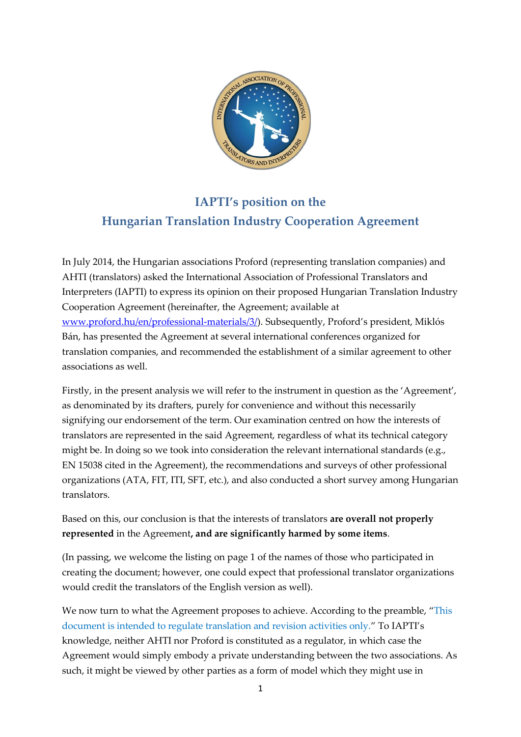# IAPTI's position on the Hungarian Translation Industry Cooperation Agreement

In July 2014, the Hungarian associations Proford (representing translation companies) and AHTI (translators) asked the International Association of Professional Translators and Interpreters (IAPTI) to express its opinion on their proposed Hungarian Translation Industry Cooperation Agreement (hereinafter, the Agreement; available at [www.proford.hu/en/professional-materials/3/](www.proford.hu/en/professional-materials/3/)). Subsequently, Proford's president, Miklós Bán, has presented the Agreement at several international conferences organized for translation companies, and recommended the establishment of a similar agreement to other associations as well.

Firstly, in the present analysis we will refer to the instrument in question as the 'Agreement', as denominated by its drafters, purely for convenience and without this necessarily signifying our endorsement of the term. Our examination centred on how the interests of translators are represented in the said Agreement, regardless of what its technical category might be. In doing so we took into consideration the relevant international standards (e.g., EN 15038 cited in the Agreement), the recommendations and surveys of other professional organizations (ATA, FIT, ITI, SFT, etc.), and also conducted a short survey among Hungarian translators.

Based on this, our conclusion is that the interests of translators **are overall not properly represented** in the Agreement**, and are significantly harmed by some items**.

(In passing, we welcome the listing on page 1 of the names of those who participated in creating the document; however, one could expect that professional translator organizations would credit the translators of the English version as well).

We now turn to what the Agreement proposes to achieve. According to the preamble, "This document is intended to regulate translation and revision activities only." To IAPTI's knowledge, neither AHTI nor Proford is constituted as a regulator, in which case the Agreement would simply embody a private understanding between the two associations. As such, it might be viewed by other parties as a form of model which they might use in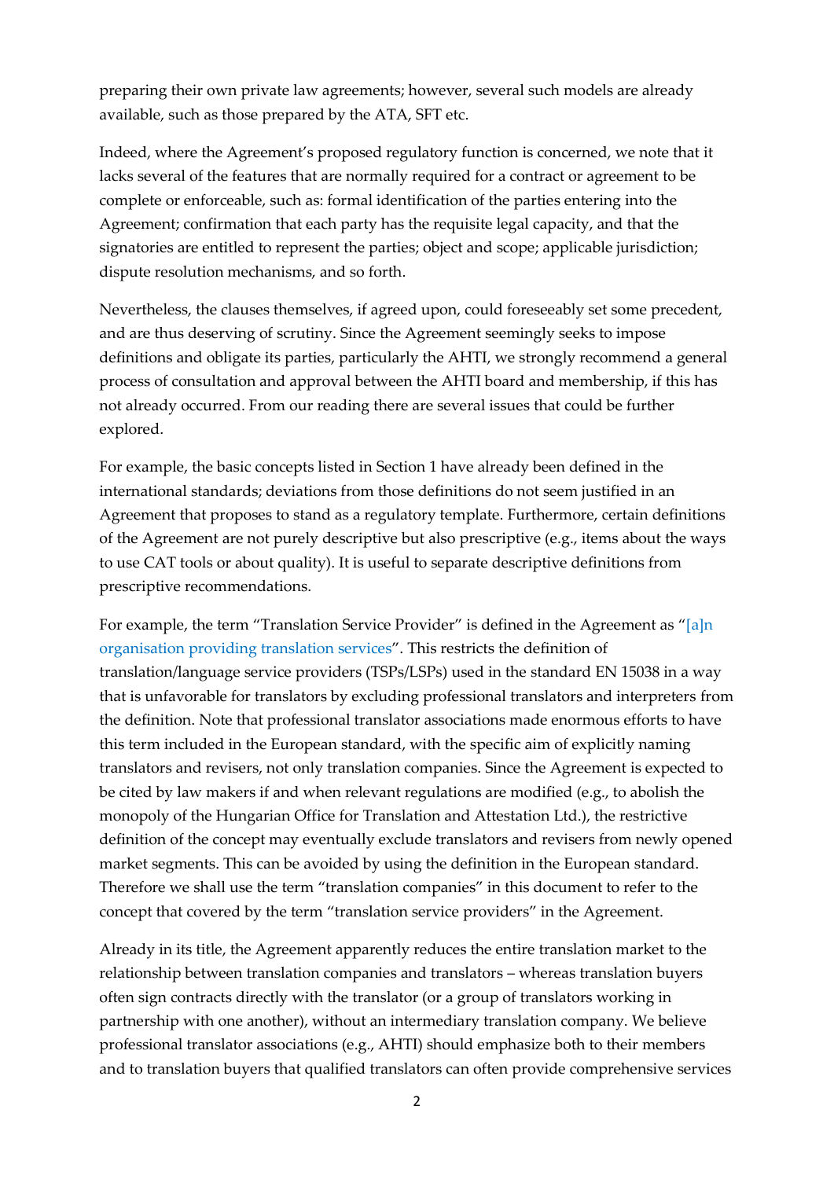preparing their own private law agreements; however, several such models are already available, such as those prepared by the ATA, SFT etc.

Indeed, where the Agreement's proposed regulatory function is concerned, we note that it lacks several of the features that are normally required for a contract or agreement to be complete or enforceable, such as: formal identification of the parties entering into the Agreement; confirmation that each party has the requisite legal capacity, and that the signatories are entitled to represent the parties; object and scope; applicable jurisdiction; dispute resolution mechanisms, and so forth.

Nevertheless, the clauses themselves, if agreed upon, could foreseeably set some precedent, and are thus deserving of scrutiny. Since the Agreement seemingly seeks to impose definitions and obligate its parties, particularly the AHTI, we strongly recommend a general process of consultation and approval between the AHTI board and membership, if this has not already occurred. From our reading there are several issues that could be further explored.

For example, the basic concepts listed in Section 1 have already been defined in the international standards; deviations from those definitions do not seem justified in an Agreement that proposes to stand as a regulatory template. Furthermore, certain definitions of the Agreement are not purely descriptive but also prescriptive (e.g., items about the ways to use CAT tools or about quality). It is useful to separate descriptive definitions from prescriptive recommendations.

For example, the term "Translation Service Provider" is defined in the Agreement as "[a]n organisation providing translation services". This restricts the definition of translation/language service providers (TSPs/LSPs) used in the standard EN 15038 in a way that is unfavorable for translators by excluding professional translators and interpreters from the definition. Note that professional translator associations made enormous efforts to have this term included in the European standard, with the specific aim of explicitly naming translators and revisers, not only translation companies. Since the Agreement is expected to be cited by law makers if and when relevant regulations are modified (e.g., to abolish the monopoly of the Hungarian Office for Translation and Attestation Ltd.), the restrictive definition of the concept may eventually exclude translators and revisers from newly opened market segments. This can be avoided by using the definition in the European standard. Therefore we shall use the term "translation companies" in this document to refer to the concept that covered by the term "translation service providers" in the Agreement.

Already in its title, the Agreement apparently reduces the entire translation market to the relationship between translation companies and translators – whereas translation buyers often sign contracts directly with the translator (or a group of translators working in partnership with one another), without an intermediary translation company. We believe professional translator associations (e.g., AHTI) should emphasize both to their members and to translation buyers that qualified translators can often provide comprehensive services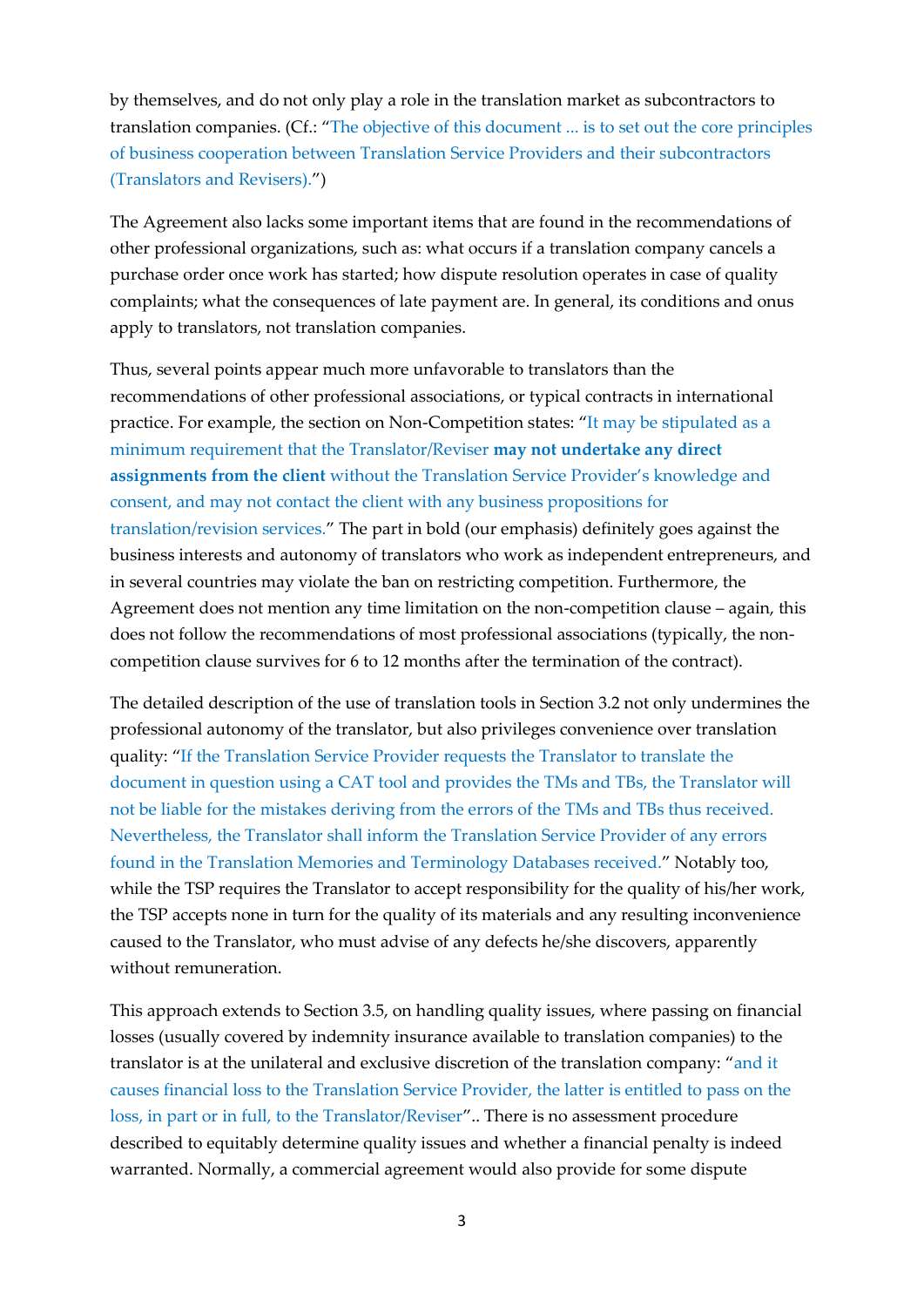by themselves, and do not only play a role in the translation market as subcontractors to translation companies. (Cf.: "The objective of this document ... is to set out the core principles of business cooperation between Translation Service Providers and their subcontractors (Translators and Revisers).")

The Agreement also lacks some important items that are found in the recommendations of other professional organizations, such as: what occurs if a translation company cancels a purchase order once work has started; how dispute resolution operates in case of quality complaints; what the consequences of late payment are. In general, its conditions and onus apply to translators, not translation companies.

Thus, several points appear much more unfavorable to translators than the recommendations of other professional associations, or typical contracts in international practice. For example, the section on Non-Competition states: "It may be stipulated as a minimum requirement that the Translator/Reviser **may not undertake any direct assignments from the client** without the Translation Service Provider's knowledge and consent, and may not contact the client with any business propositions for translation/revision services." The part in bold (our emphasis) definitely goes against the business interests and autonomy of translators who work as independent entrepreneurs, and in several countries may violate the ban on restricting competition. Furthermore, the Agreement does not mention any time limitation on the non-competition clause – again, this does not follow the recommendations of most professional associations (typically, the non-competition clause survives for 6 to 12 months after the termination of the contract).

The detailed description of the use of translation tools in Section 3.2 not only undermines the professional autonomy of the translator, but also privileges convenience over translation quality: "If the Translation Service Provider requests the Translator to translate the document in question using a CAT tool and provides the TMs and TBs, the Translator will not be liable for the mistakes deriving from the errors of the TMs and TBs thus received. Nevertheless, the Translator shall inform the Translation Service Provider of any errors found in the Translation Memories and Terminology Databases received." Notably too, while the TSP requires the Translator to accept responsibility for the quality of his/her work, the TSP accepts none in turn for the quality of its materials and any resulting inconvenience caused to the Translator, who must advise of any defects he/she discovers, apparently without remuneration.

This approach extends to Section 3.5, on handling quality issues, where passing on financial losses (usually covered by indemnity insurance available to translation companies) to the translator is at the unilateral and exclusive discretion of the translation company: "and it causes financial loss to the Translation Service Provider, the latter is entitled to pass on the loss, in part or in full, to the Translator/Reviser".. There is no assessment procedure described to equitably determine quality issues and whether a financial penalty is indeed warranted. Normally, a commercial agreement would also provide for some dispute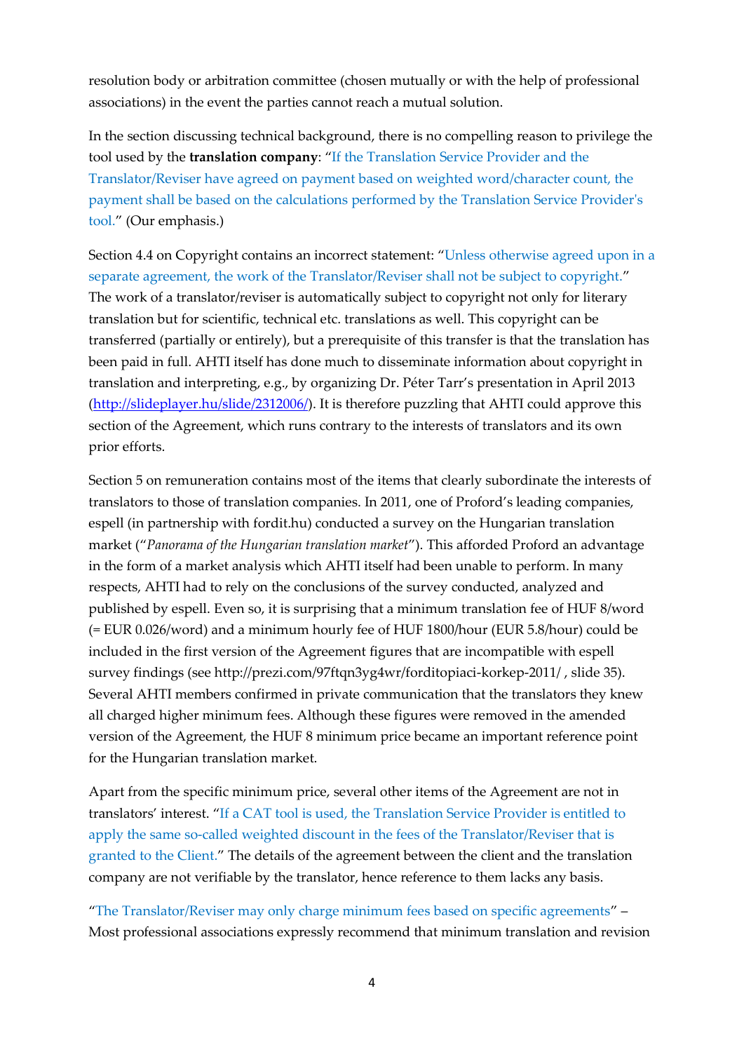resolution body or arbitration committee (chosen mutually or with the help of professional associations) in the event the parties cannot reach a mutual solution.

In the section discussing technical background, there is no compelling reason to privilege the tool used by the **translation company**: "If the Translation Service Provider and the Translator/Reviser have agreed on payment based on weighted word/character count, the payment shall be based on the calculations performed by the Translation Service Provider's tool." (Our emphasis.)

Section 4.4 on Copyright contains an incorrect statement: "Unless otherwise agreed upon in a separate agreement, the work of the Translator/Reviser shall not be subject to copyright." The work of a translator/reviser is automatically subject to copyright not only for literary translation but for scientific, technical etc. translations as well. This copyright can be transferred (partially or entirely), but a prerequisite of this transfer is that the translation has been paid in full. AHTI itself has done much to disseminate information about copyright in translation and interpreting, e.g., by organizing Dr. Péter Tarr's presentation in April 2013 (http://slideplayer.hu/slide/2312006/). It is therefore puzzling that AHTI could approve this section of the Agreement, which runs contrary to the interests of translators and its own prior efforts.

Section 5 on remuneration contains most of the items that clearly subordinate the interests of translators to those of translation companies. In 2011, one of Proford's leading companies, espell (in partnership with fordit.hu) conducted a survey on the Hungarian translation market ("*Panorama of the Hungarian translation market*"). This afforded Proford an advantage in the form of a market analysis which AHTI itself had been unable to perform. In many respects, AHTI had to rely on the conclusions of the survey conducted, analyzed and published by espell. Even so, it is surprising that a minimum translation fee of HUF 8/word (= EUR 0.026/word) and a minimum hourly fee of HUF 1800/hour (EUR 5.8/hour) could be included in the first version of the Agreement figures that are incompatible with espell survey findings (see http://prezi.com/97ftqn3yg4wr/forditopiaci-korkep-2011/ , slide 35). Several AHTI members confirmed in private communication that the translators they knew all charged higher minimum fees. Although these figures were removed in the amended version of the Agreement, the HUF 8 minimum price became an important reference point for the Hungarian translation market.

Apart from the specific minimum price, several other items of the Agreement are not in translators' interest. "If a CAT tool is used, the Translation Service Provider is entitled to apply the same so-called weighted discount in the fees of the Translator/Reviser that is granted to the Client." The details of the agreement between the client and the translation company are not verifiable by the translator, hence reference to them lacks any basis.

"The Translator/Reviser may only charge minimum fees based on specific agreements" – Most professional associations expressly recommend that minimum translation and revision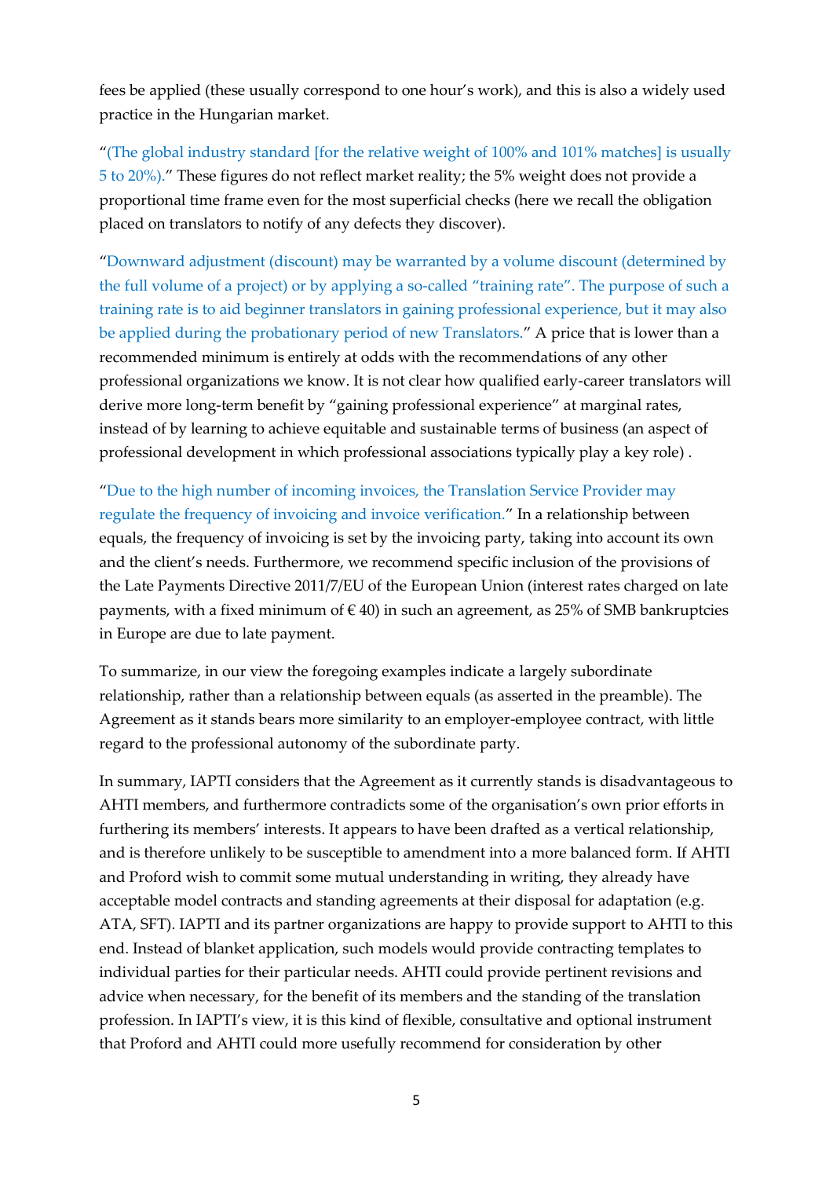fees be applied (these usually correspond to one hour's work), and this is also a widely used practice in the Hungarian market.

"(The global industry standard [for the relative weight of 100% and 101% matches] is usually 5 to 20%)." These figures do not reflect market reality; the 5% weight does not provide a proportional time frame even for the most superficial checks (here we recall the obligation placed on translators to notify of any defects they discover).

"Downward adjustment (discount) may be warranted by a volume discount (determined by the full volume of a project) or by applying a so-called "training rate". The purpose of such a training rate is to aid beginner translators in gaining professional experience, but it may also be applied during the probationary period of new Translators." A price that is lower than a recommended minimum is entirely at odds with the recommendations of any other professional organizations we know. It is not clear how qualified early-career translators will derive more long-term benefit by "gaining professional experience" at marginal rates, instead of by learning to achieve equitable and sustainable terms of business (an aspect of professional development in which professional associations typically play a key role) .

"Due to the high number of incoming invoices, the Translation Service Provider may regulate the frequency of invoicing and invoice verification." In a relationship between equals, the frequency of invoicing is set by the invoicing party, taking into account its own and the client's needs. Furthermore, we recommend specific inclusion of the provisions of the Late Payments Directive 2011/7/EU of the European Union (interest rates charged on late payments, with a fixed minimum of € 40) in such an agreement, as 25% of SMB bankruptcies in Europe are due to late payment.

To summarize, in our view the foregoing examples indicate a largely subordinate relationship, rather than a relationship between equals (as asserted in the preamble). The Agreement as it stands bears more similarity to an employer-employee contract, with little regard to the professional autonomy of the subordinate party.

In summary, IAPTI considers that the Agreement as it currently stands is disadvantageous to AHTI members, and furthermore contradicts some of the organisation's own prior efforts in furthering its members' interests. It appears to have been drafted as a vertical relationship, and is therefore unlikely to be susceptible to amendment into a more balanced form. If AHTI and Proford wish to commit some mutual understanding in writing, they already have acceptable model contracts and standing agreements at their disposal for adaptation (e.g. ATA, SFT). IAPTI and its partner organizations are happy to provide support to AHTI to this end. Instead of blanket application, such models would provide contracting templates to individual parties for their particular needs. AHTI could provide pertinent revisions and advice when necessary, for the benefit of its members and the standing of the translation profession. In IAPTI's view, it is this kind of flexible, consultative and optional instrument that Proford and AHTI could more usefully recommend for consideration by other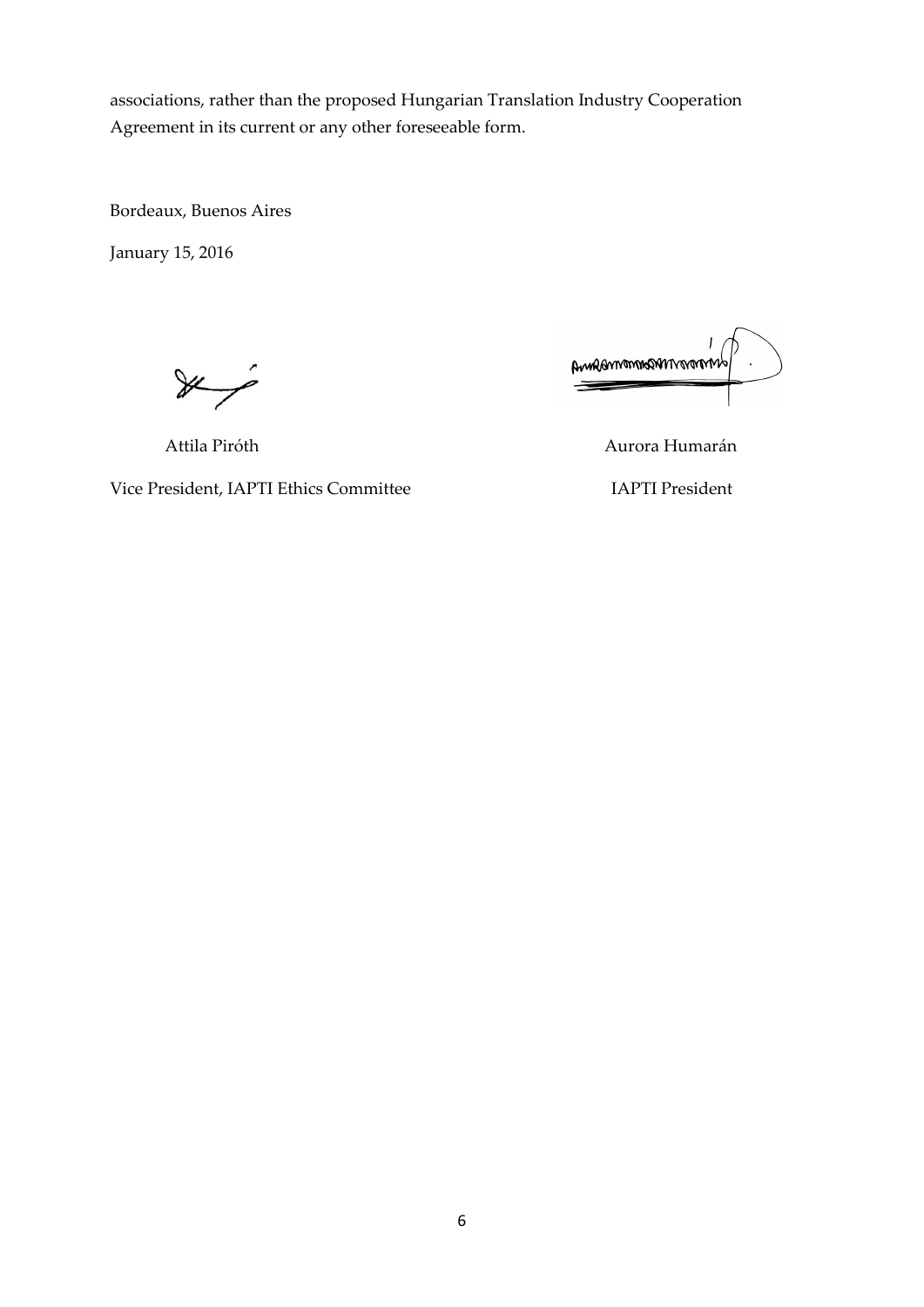associations, rather than the proposed Hungarian Translation Industry Cooperation Agreement in its current or any other foreseeable form.

Bordeaux, Buenos Aires

January 15, 2016

Attila Piróth

Vice President, IAPTI Ethics Committee

Aurora Humarán

IAPTI President